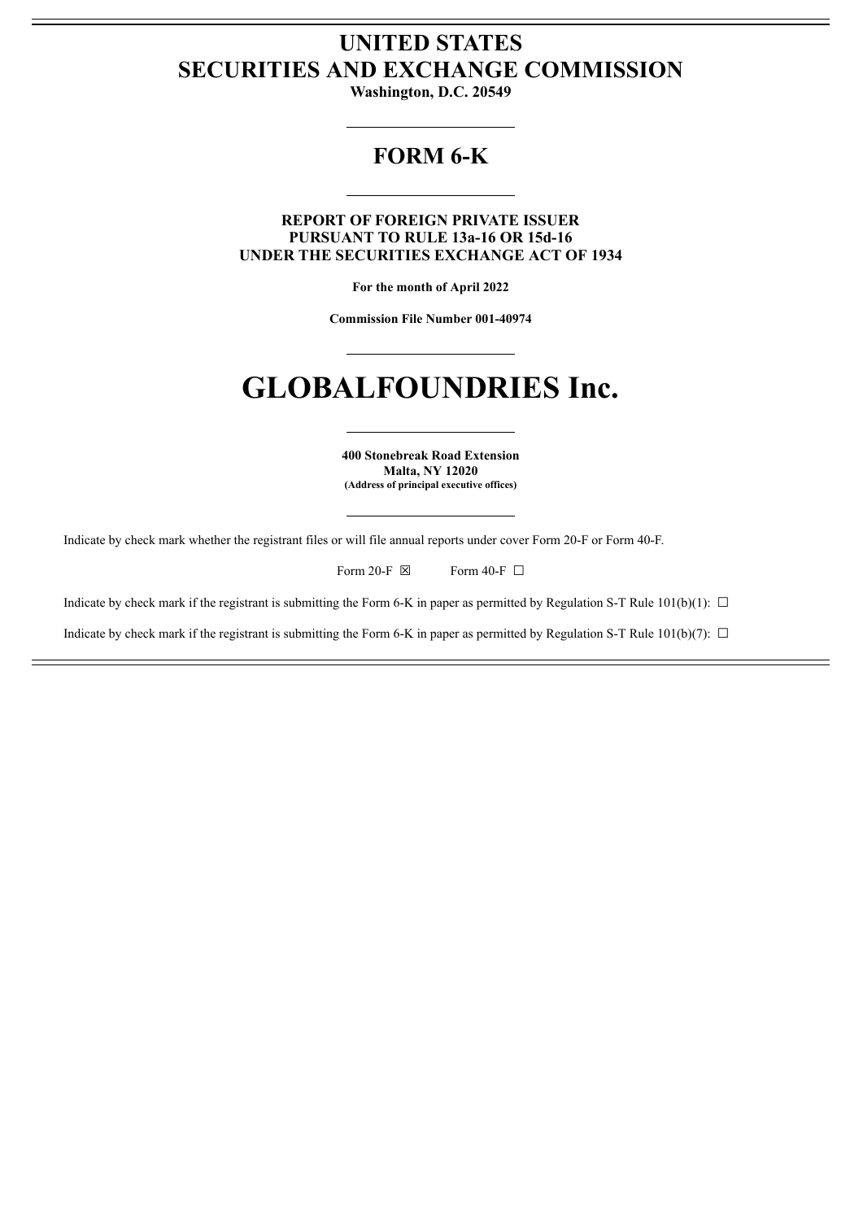# UNITED STATES
# SECURITIES AND EXCHANGE COMMISSION

**Washington, D.C. 20549**

---

## FORM 6-K

---

**REPORT OF FOREIGN PRIVATE ISSUER**
**PURSUANT TO RULE 13a-16 OR 15d-16**
**UNDER THE SECURITIES EXCHANGE ACT OF 1934**

**For the month of April 2022**

**Commission File Number 001-40974**

---

# GLOBALFOUNDRIES Inc.

---

**400 Stonebreak Road Extension**
**Malta, NY 12020**
**(Address of principal executive offices)**

---

Indicate by check mark whether the registrant files or will file annual reports under cover Form 20-F or Form 40-F.

Form 20-F ☒ Form 40-F ☐

Indicate by check mark if the registrant is submitting the Form 6-K in paper as permitted by Regulation S-T Rule 101(b)(1): ☐

Indicate by check mark if the registrant is submitting the Form 6-K in paper as permitted by Regulation S-T Rule 101(b)(7): ☐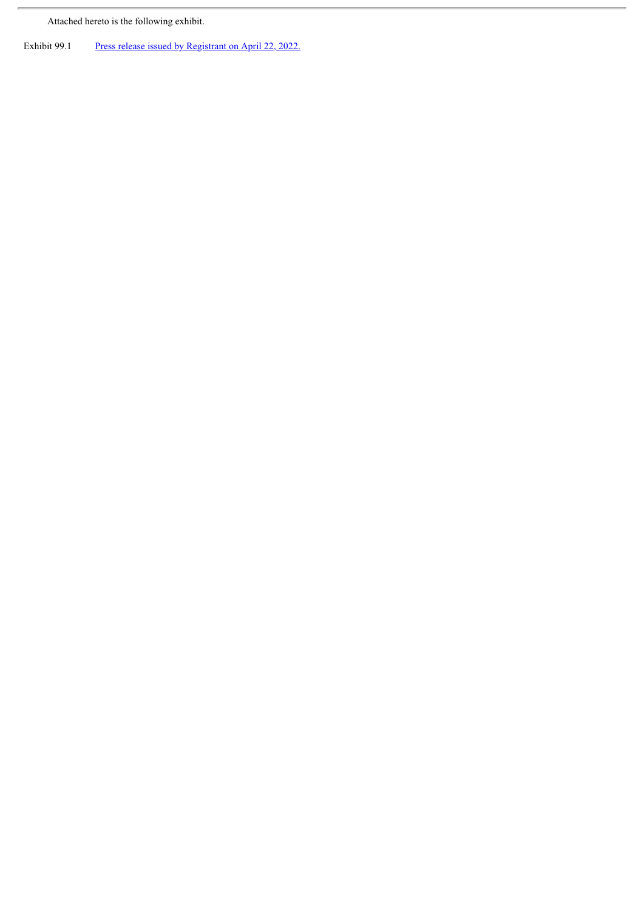Attached hereto is the following exhibit.

| | |
|---|---|
| Exhibit 99.1 | Press release issued by Registrant on April 22, 2022. |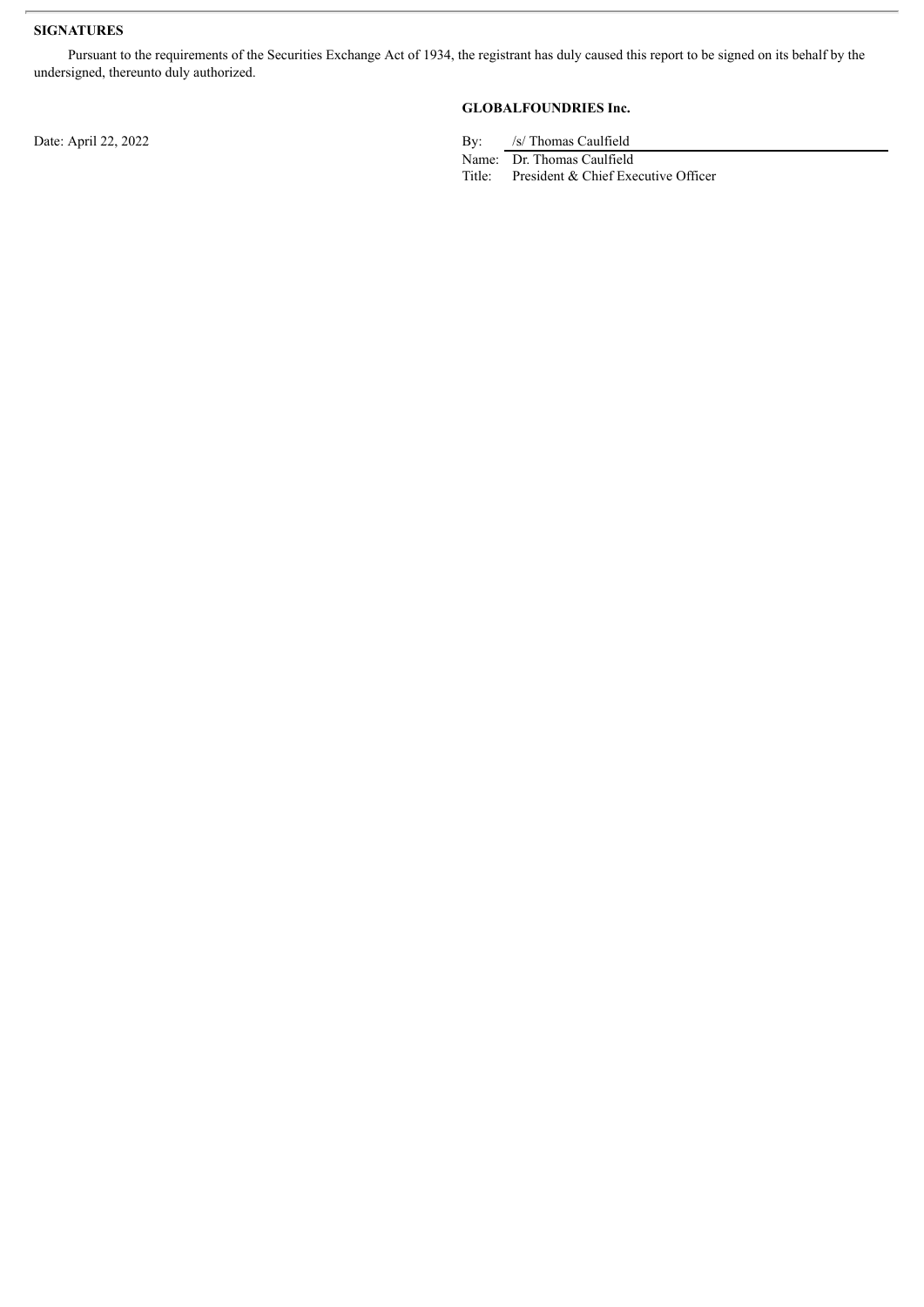**SIGNATURES**

Pursuant to the requirements of the Securities Exchange Act of 1934, the registrant has duly caused this report to be signed on its behalf by the undersigned, thereunto duly authorized.

**GLOBALFOUNDRIES Inc.**

Date: April 22, 2022

By: /s/ Thomas Caulfield

Name: Dr. Thomas Caulfield

Title: President & Chief Executive Officer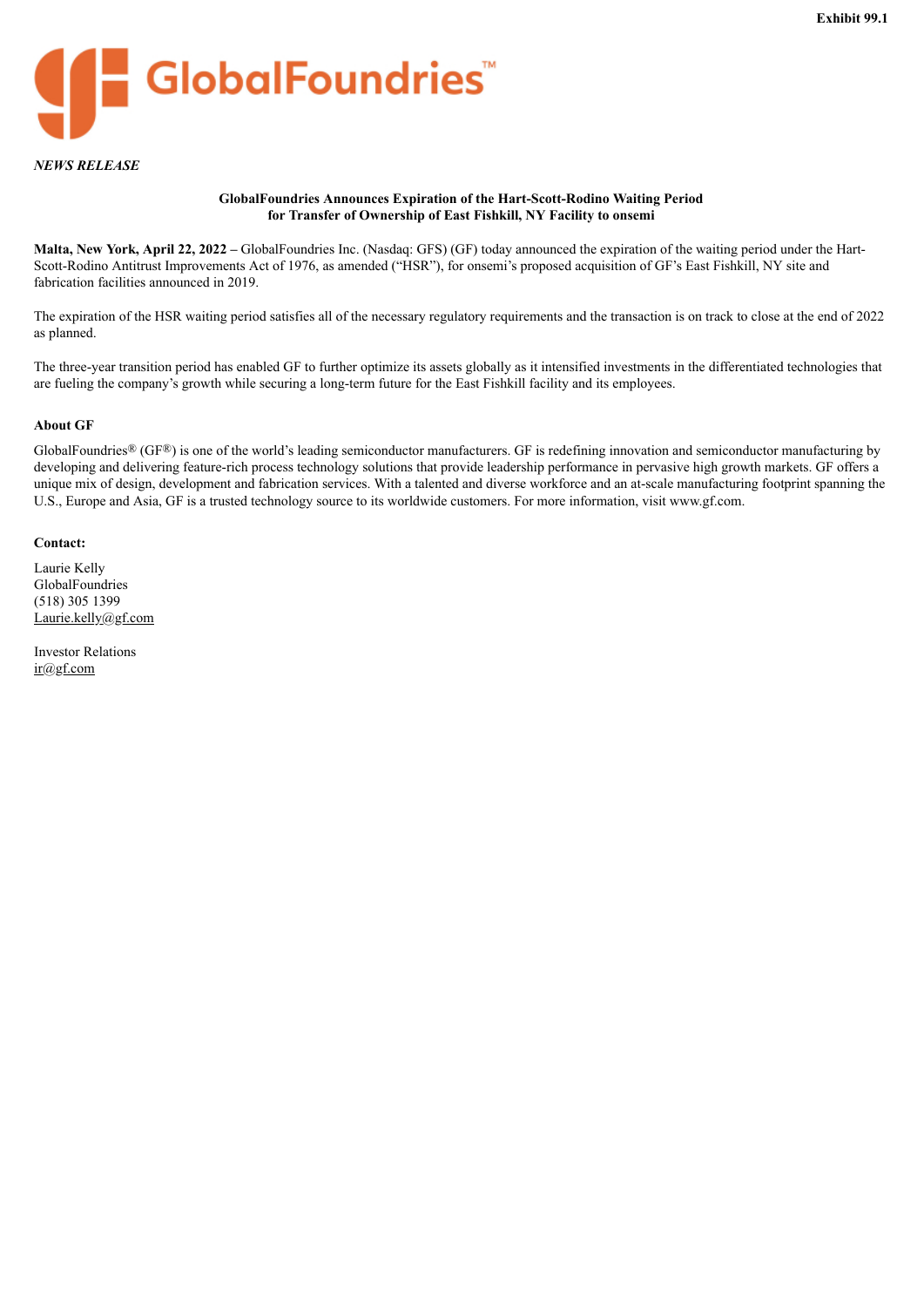Exhibit 99.1

GlobalFoundries™

*NEWS RELEASE*

**GlobalFoundries Announces Expiration of the Hart-Scott-Rodino Waiting Period for Transfer of Ownership of East Fishkill, NY Facility to onsemi**

**Malta, New York, April 22, 2022 –** GlobalFoundries Inc. (Nasdaq: GFS) (GF) today announced the expiration of the waiting period under the Hart-Scott-Rodino Antitrust Improvements Act of 1976, as amended ("HSR"), for onsemi's proposed acquisition of GF's East Fishkill, NY site and fabrication facilities announced in 2019.

The expiration of the HSR waiting period satisfies all of the necessary regulatory requirements and the transaction is on track to close at the end of 2022 as planned.

The three-year transition period has enabled GF to further optimize its assets globally as it intensified investments in the differentiated technologies that are fueling the company's growth while securing a long-term future for the East Fishkill facility and its employees.

**About GF**

GlobalFoundries® (GF®) is one of the world's leading semiconductor manufacturers. GF is redefining innovation and semiconductor manufacturing by developing and delivering feature-rich process technology solutions that provide leadership performance in pervasive high growth markets. GF offers a unique mix of design, development and fabrication services. With a talented and diverse workforce and an at-scale manufacturing footprint spanning the U.S., Europe and Asia, GF is a trusted technology source to its worldwide customers. For more information, visit www.gf.com.

**Contact:**

Laurie Kelly
GlobalFoundries
(518) 305 1399
Laurie.kelly@gf.com

Investor Relations
ir@gf.com